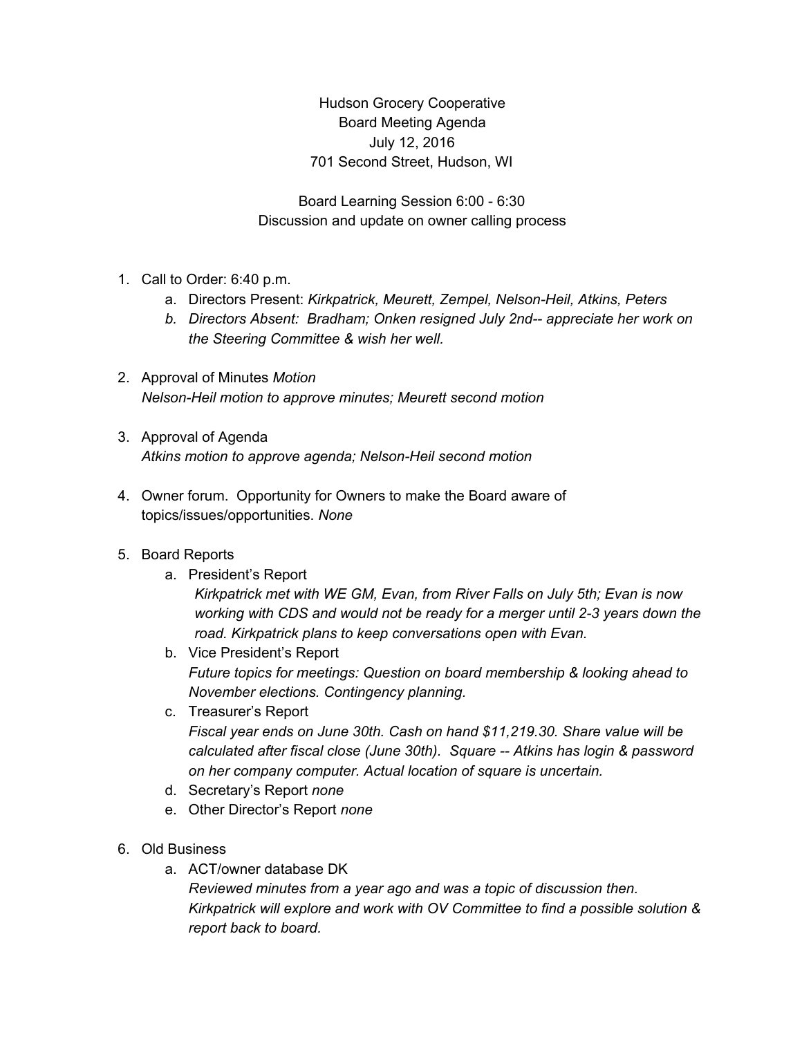Hudson Grocery Cooperative
Board Meeting Agenda
July 12, 2016
701 Second Street, Hudson, WI

Board Learning Session 6:00 - 6:30
Discussion and update on owner calling process

1. Call to Order: 6:40 p.m.
   a. Directors Present: *Kirkpatrick, Meurett, Zempel, Nelson-Heil, Atkins, Peters*
   b. *Directors Absent: Bradham; Onken resigned July 2nd-- appreciate her work on the Steering Committee & wish her well.*

2. Approval of Minutes *Motion*
   *Nelson-Heil motion to approve minutes; Meurett second motion*

3. Approval of Agenda
   *Atkins motion to approve agenda; Nelson-Heil second motion*

4. Owner forum. Opportunity for Owners to make the Board aware of topics/issues/opportunities. *None*

5. Board Reports
   a. President's Report
      *Kirkpatrick met with WE GM, Evan, from River Falls on July 5th; Evan is now working with CDS and would not be ready for a merger until 2-3 years down the road. Kirkpatrick plans to keep conversations open with Evan.*
   b. Vice President's Report
      *Future topics for meetings: Question on board membership & looking ahead to November elections. Contingency planning.*
   c. Treasurer's Report
      *Fiscal year ends on June 30th. Cash on hand $11,219.30. Share value will be calculated after fiscal close (June 30th). Square -- Atkins has login & password on her company computer. Actual location of square is uncertain.*
   d. Secretary's Report *none*
   e. Other Director's Report *none*

6. Old Business
   a. ACT/owner database DK
      *Reviewed minutes from a year ago and was a topic of discussion then. Kirkpatrick will explore and work with OV Committee to find a possible solution & report back to board.*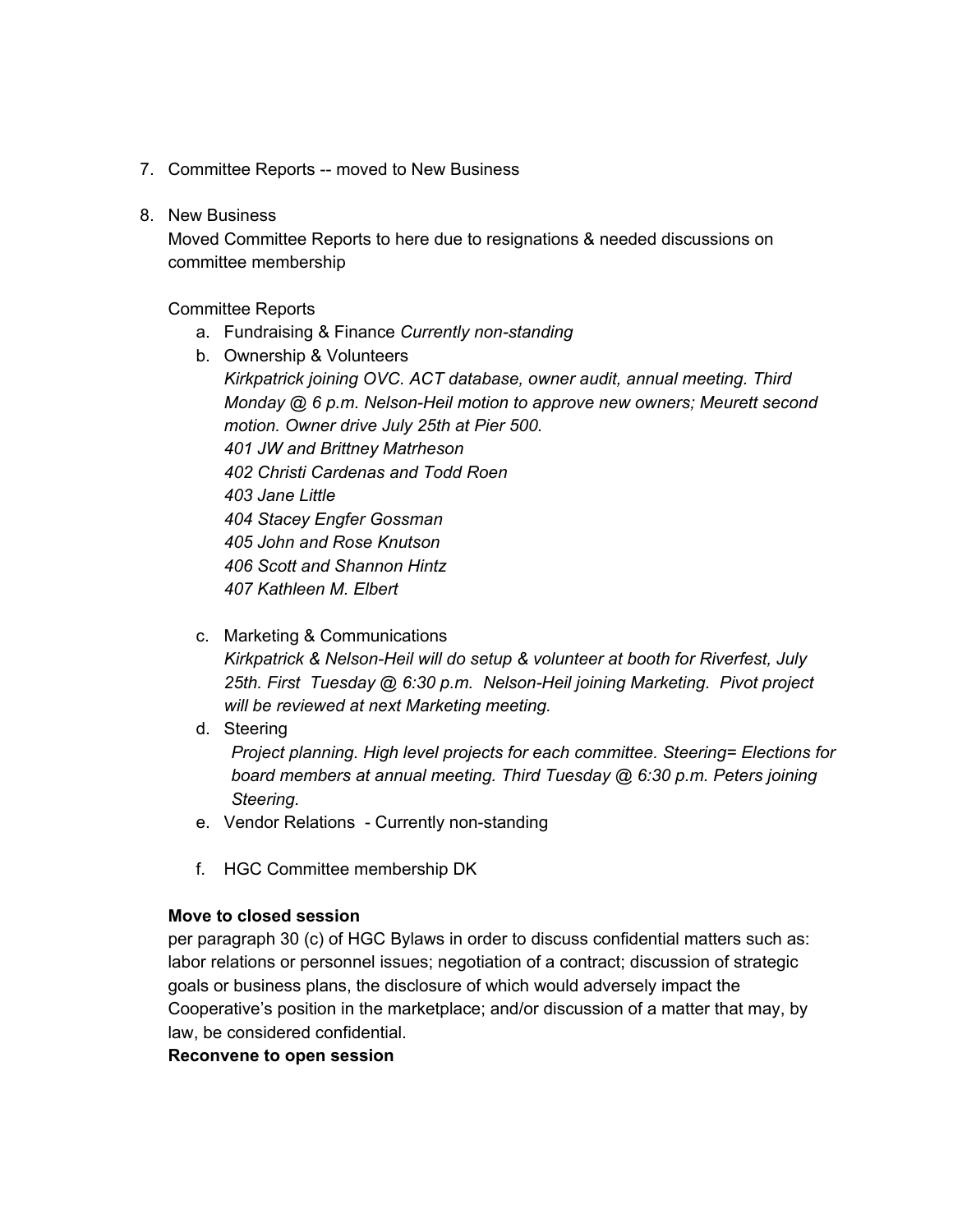7. Committee Reports -- moved to New Business

8. New Business

   Moved Committee Reports to here due to resignations & needed discussions on committee membership

   Committee Reports

   a. Fundraising & Finance *Currently non-standing*
   b. Ownership & Volunteers
      *Kirkpatrick joining OVC. ACT database, owner audit, annual meeting. Third Monday @ 6 p.m. Nelson-Heil motion to approve new owners; Meurett second motion. Owner drive July 25th at Pier 500.*
      *401 JW and Brittney Matrheson*
      *402 Christi Cardenas and Todd Roen*
      *403 Jane Little*
      *404 Stacey Engfer Gossman*
      *405 John and Rose Knutson*
      *406 Scott and Shannon Hintz*
      *407 Kathleen M. Elbert*
   c. Marketing & Communications
      *Kirkpatrick & Nelson-Heil will do setup & volunteer at booth for Riverfest, July 25th. First Tuesday @ 6:30 p.m. Nelson-Heil joining Marketing. Pivot project will be reviewed at next Marketing meeting.*
   d. Steering
      *Project planning. High level projects for each committee. Steering= Elections for board members at annual meeting. Third Tuesday @ 6:30 p.m. Peters joining Steering.*
   e. Vendor Relations - Currently non-standing
   f. HGC Committee membership DK

   **Move to closed session**
   per paragraph 30 (c) of HGC Bylaws in order to discuss confidential matters such as: labor relations or personnel issues; negotiation of a contract; discussion of strategic goals or business plans, the disclosure of which would adversely impact the Cooperative's position in the marketplace; and/or discussion of a matter that may, by law, be considered confidential.
   **Reconvene to open session**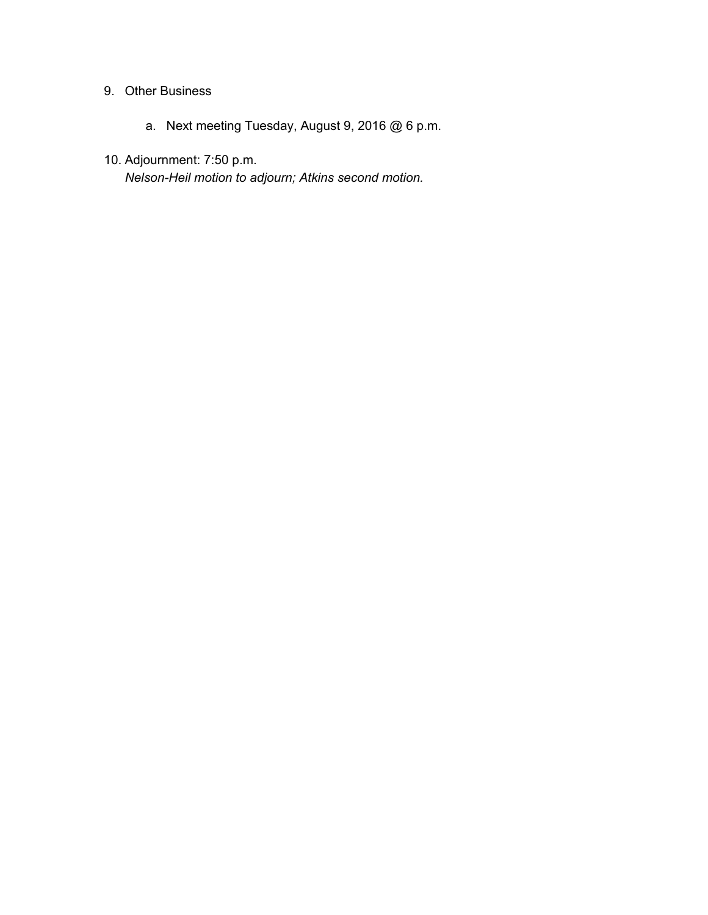9. Other Business

    a. Next meeting Tuesday, August 9, 2016 @ 6 p.m.

10. Adjournment: 7:50 p.m.
    *Nelson-Heil motion to adjourn; Atkins second motion.*